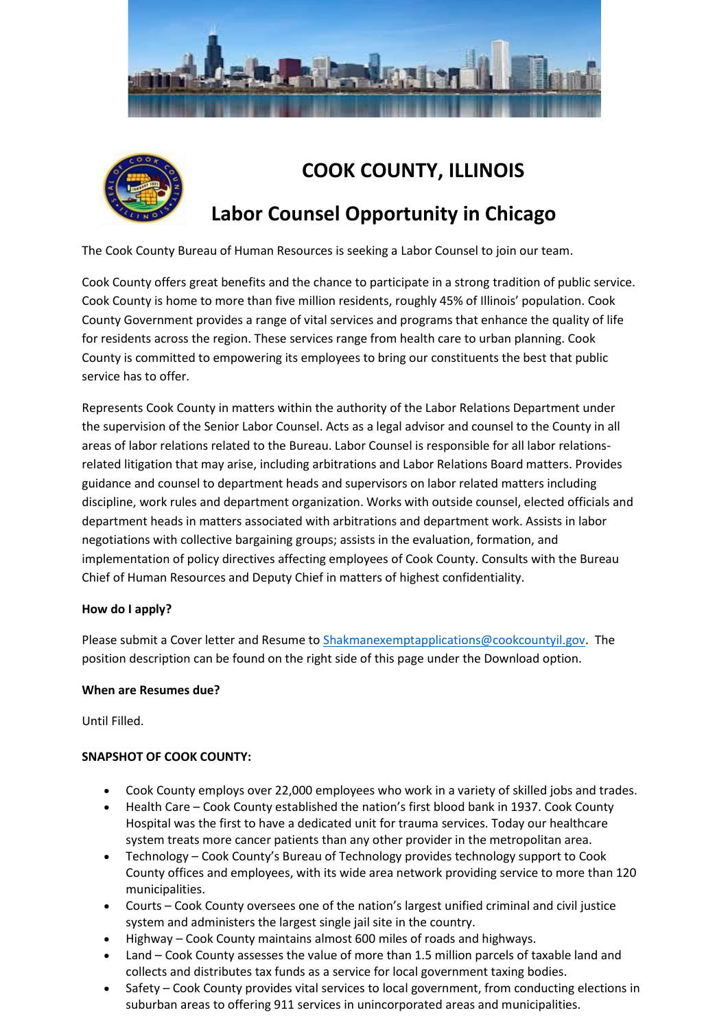# COOK COUNTY, ILLINOIS

## Labor Counsel Opportunity in Chicago

The Cook County Bureau of Human Resources is seeking a Labor Counsel to join our team.

Cook County offers great benefits and the chance to participate in a strong tradition of public service. Cook County is home to more than five million residents, roughly 45% of Illinois' population. Cook County Government provides a range of vital services and programs that enhance the quality of life for residents across the region. These services range from health care to urban planning. Cook County is committed to empowering its employees to bring our constituents the best that public service has to offer.

Represents Cook County in matters within the authority of the Labor Relations Department under the supervision of the Senior Labor Counsel. Acts as a legal advisor and counsel to the County in all areas of labor relations related to the Bureau. Labor Counsel is responsible for all labor relations-related litigation that may arise, including arbitrations and Labor Relations Board matters. Provides guidance and counsel to department heads and supervisors on labor related matters including discipline, work rules and department organization. Works with outside counsel, elected officials and department heads in matters associated with arbitrations and department work. Assists in labor negotiations with collective bargaining groups; assists in the evaluation, formation, and implementation of policy directives affecting employees of Cook County. Consults with the Bureau Chief of Human Resources and Deputy Chief in matters of highest confidentiality.

**How do I apply?**

Please submit a Cover letter and Resume to Shakmanexemptapplications@cookcountyil.gov. The position description can be found on the right side of this page under the Download option.

**When are Resumes due?**

Until Filled.

**SNAPSHOT OF COOK COUNTY:**

- Cook County employs over 22,000 employees who work in a variety of skilled jobs and trades.
- Health Care – Cook County established the nation's first blood bank in 1937. Cook County Hospital was the first to have a dedicated unit for trauma services. Today our healthcare system treats more cancer patients than any other provider in the metropolitan area.
- Technology – Cook County's Bureau of Technology provides technology support to Cook County offices and employees, with its wide area network providing service to more than 120 municipalities.
- Courts – Cook County oversees one of the nation's largest unified criminal and civil justice system and administers the largest single jail site in the country.
- Highway – Cook County maintains almost 600 miles of roads and highways.
- Land – Cook County assesses the value of more than 1.5 million parcels of taxable land and collects and distributes tax funds as a service for local government taxing bodies.
- Safety – Cook County provides vital services to local government, from conducting elections in suburban areas to offering 911 services in unincorporated areas and municipalities.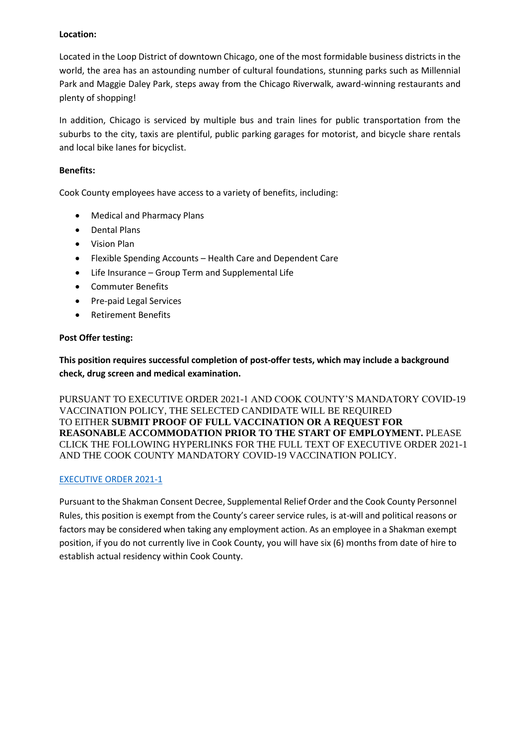**Location:**

Located in the Loop District of downtown Chicago, one of the most formidable business districts in the world, the area has an astounding number of cultural foundations, stunning parks such as Millennial Park and Maggie Daley Park, steps away from the Chicago Riverwalk, award-winning restaurants and plenty of shopping!

In addition, Chicago is serviced by multiple bus and train lines for public transportation from the suburbs to the city, taxis are plentiful, public parking garages for motorist, and bicycle share rentals and local bike lanes for bicyclist.

**Benefits:**

Cook County employees have access to a variety of benefits, including:

- Medical and Pharmacy Plans
- Dental Plans
- Vision Plan
- Flexible Spending Accounts – Health Care and Dependent Care
- Life Insurance – Group Term and Supplemental Life
- Commuter Benefits
- Pre-paid Legal Services
- Retirement Benefits

**Post Offer testing:**

**This position requires successful completion of post-offer tests, which may include a background check, drug screen and medical examination.**

PURSUANT TO EXECUTIVE ORDER 2021-1 AND COOK COUNTY'S MANDATORY COVID-19 VACCINATION POLICY, THE SELECTED CANDIDATE WILL BE REQUIRED TO EITHER **SUBMIT PROOF OF FULL VACCINATION OR A REQUEST FOR REASONABLE ACCOMMODATION PRIOR TO THE START OF EMPLOYMENT.** PLEASE CLICK THE FOLLOWING HYPERLINKS FOR THE FULL TEXT OF EXECUTIVE ORDER 2021-1 AND THE COOK COUNTY MANDATORY COVID-19 VACCINATION POLICY.

EXECUTIVE ORDER 2021-1

Pursuant to the Shakman Consent Decree, Supplemental Relief Order and the Cook County Personnel Rules, this position is exempt from the County's career service rules, is at-will and political reasons or factors may be considered when taking any employment action. As an employee in a Shakman exempt position, if you do not currently live in Cook County, you will have six (6) months from date of hire to establish actual residency within Cook County.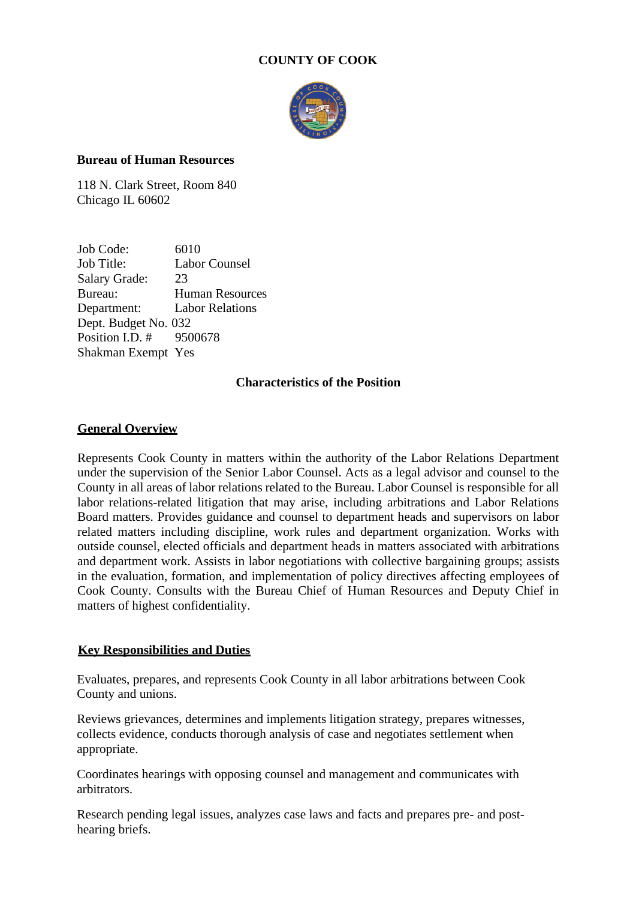# COUNTY OF COOK

**Bureau of Human Resources**

118 N. Clark Street, Room 840
Chicago IL 60602

| | |
|---|---|
| Job Code: | 6010 |
| Job Title: | Labor Counsel |
| Salary Grade: | 23 |
| Bureau: | Human Resources |
| Department: | Labor Relations |
| Dept. Budget No. | 032 |
| Position I.D. # | 9500678 |
| Shakman Exempt | Yes |

## Characteristics of the Position

### General Overview

Represents Cook County in matters within the authority of the Labor Relations Department under the supervision of the Senior Labor Counsel. Acts as a legal advisor and counsel to the County in all areas of labor relations related to the Bureau. Labor Counsel is responsible for all labor relations-related litigation that may arise, including arbitrations and Labor Relations Board matters. Provides guidance and counsel to department heads and supervisors on labor related matters including discipline, work rules and department organization. Works with outside counsel, elected officials and department heads in matters associated with arbitrations and department work. Assists in labor negotiations with collective bargaining groups; assists in the evaluation, formation, and implementation of policy directives affecting employees of Cook County. Consults with the Bureau Chief of Human Resources and Deputy Chief in matters of highest confidentiality.

### Key Responsibilities and Duties

Evaluates, prepares, and represents Cook County in all labor arbitrations between Cook County and unions.

Reviews grievances, determines and implements litigation strategy, prepares witnesses, collects evidence, conducts thorough analysis of case and negotiates settlement when appropriate.

Coordinates hearings with opposing counsel and management and communicates with arbitrators.

Research pending legal issues, analyzes case laws and facts and prepares pre- and post-hearing briefs.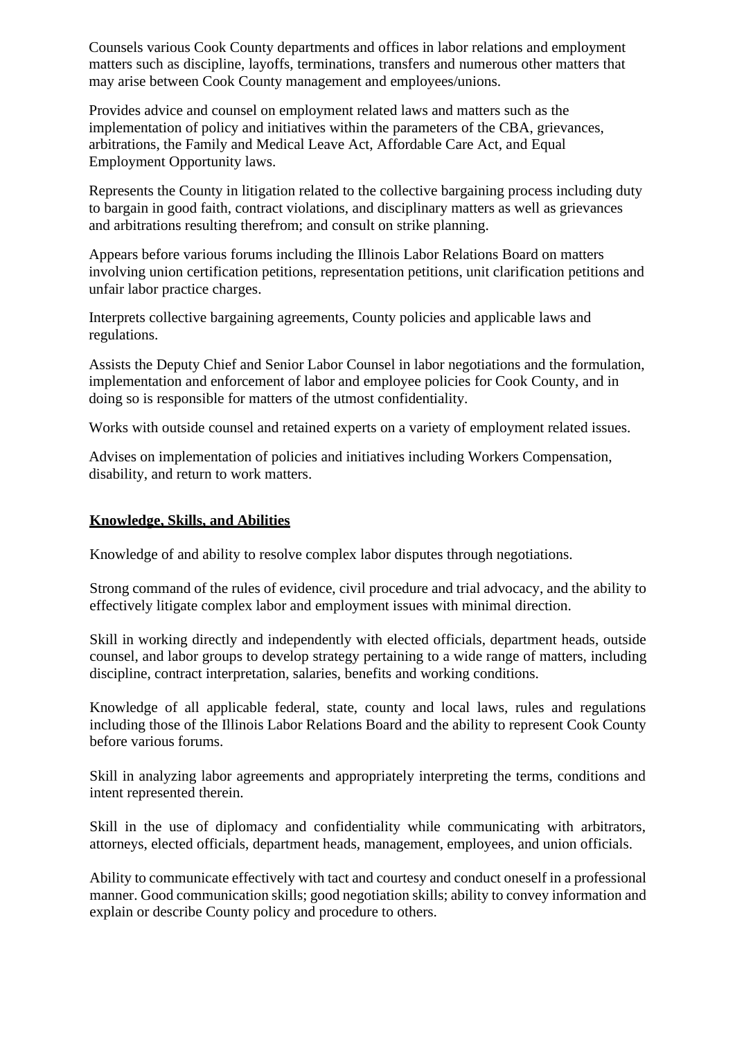Counsels various Cook County departments and offices in labor relations and employment matters such as discipline, layoffs, terminations, transfers and numerous other matters that may arise between Cook County management and employees/unions.

Provides advice and counsel on employment related laws and matters such as the implementation of policy and initiatives within the parameters of the CBA, grievances, arbitrations, the Family and Medical Leave Act, Affordable Care Act, and Equal Employment Opportunity laws.

Represents the County in litigation related to the collective bargaining process including duty to bargain in good faith, contract violations, and disciplinary matters as well as grievances and arbitrations resulting therefrom; and consult on strike planning.

Appears before various forums including the Illinois Labor Relations Board on matters involving union certification petitions, representation petitions, unit clarification petitions and unfair labor practice charges.

Interprets collective bargaining agreements, County policies and applicable laws and regulations.

Assists the Deputy Chief and Senior Labor Counsel in labor negotiations and the formulation, implementation and enforcement of labor and employee policies for Cook County, and in doing so is responsible for matters of the utmost confidentiality.

Works with outside counsel and retained experts on a variety of employment related issues.

Advises on implementation of policies and initiatives including Workers Compensation, disability, and return to work matters.

**Knowledge, Skills, and Abilities**

Knowledge of and ability to resolve complex labor disputes through negotiations.

Strong command of the rules of evidence, civil procedure and trial advocacy, and the ability to effectively litigate complex labor and employment issues with minimal direction.

Skill in working directly and independently with elected officials, department heads, outside counsel, and labor groups to develop strategy pertaining to a wide range of matters, including discipline, contract interpretation, salaries, benefits and working conditions.

Knowledge of all applicable federal, state, county and local laws, rules and regulations including those of the Illinois Labor Relations Board and the ability to represent Cook County before various forums.

Skill in analyzing labor agreements and appropriately interpreting the terms, conditions and intent represented therein.

Skill in the use of diplomacy and confidentiality while communicating with arbitrators, attorneys, elected officials, department heads, management, employees, and union officials.

Ability to communicate effectively with tact and courtesy and conduct oneself in a professional manner. Good communication skills; good negotiation skills; ability to convey information and explain or describe County policy and procedure to others.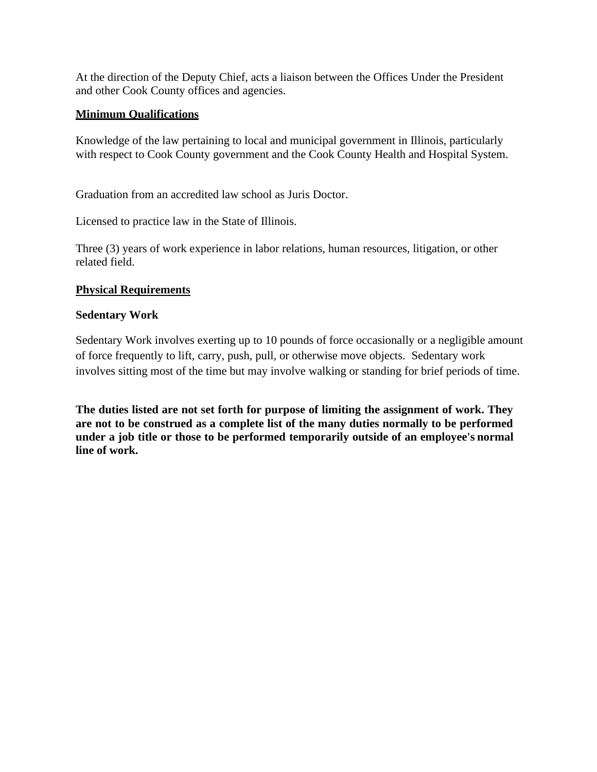At the direction of the Deputy Chief, acts a liaison between the Offices Under the President and other Cook County offices and agencies.

## Minimum Qualifications

Knowledge of the law pertaining to local and municipal government in Illinois, particularly with respect to Cook County government and the Cook County Health and Hospital System.

Graduation from an accredited law school as Juris Doctor.

Licensed to practice law in the State of Illinois.

Three (3) years of work experience in labor relations, human resources, litigation, or other related field.

## Physical Requirements

### Sedentary Work

Sedentary Work involves exerting up to 10 pounds of force occasionally or a negligible amount of force frequently to lift, carry, push, pull, or otherwise move objects. Sedentary work involves sitting most of the time but may involve walking or standing for brief periods of time.

**The duties listed are not set forth for purpose of limiting the assignment of work. They are not to be construed as a complete list of the many duties normally to be performed under a job title or those to be performed temporarily outside of an employee's normal line of work.**